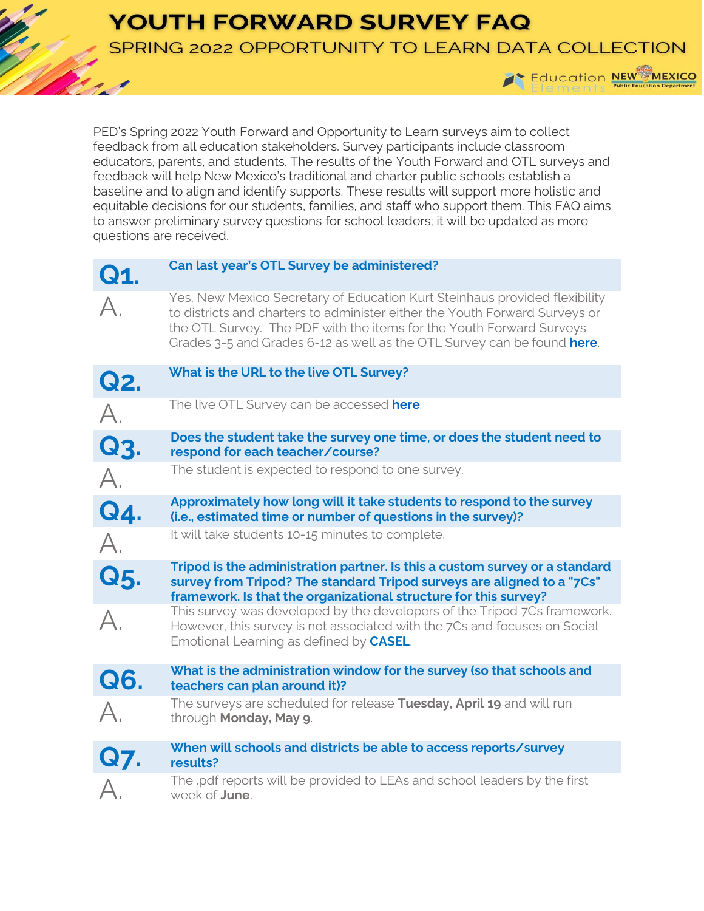# YOUTH FORWARD SURVEY FAQ

## SPRING 2022 OPPORTUNITY TO LEARN DATA COLLECTION

PED's Spring 2022 Youth Forward and Opportunity to Learn surveys aim to collect feedback from all education stakeholders. Survey participants include classroom educators, parents, and students. The results of the Youth Forward and OTL surveys and feedback will help New Mexico's traditional and charter public schools establish a baseline and to align and identify supports. These results will support more holistic and equitable decisions for our students, families, and staff who support them. This FAQ aims to answer preliminary survey questions for school leaders; it will be updated as more questions are received.

### Q1. Can last year's OTL Survey be administered?

**A.** Yes, New Mexico Secretary of Education Kurt Steinhaus provided flexibility to districts and charters to administer either the Youth Forward Surveys or the OTL Survey. The PDF with the items for the Youth Forward Surveys Grades 3-5 and Grades 6-12 as well as the OTL Survey can be found **here**.

### Q2. What is the URL to the live OTL Survey?

**A.** The live OTL Survey can be accessed **here**.

### Q3. Does the student take the survey one time, or does the student need to respond for each teacher/course?

**A.** The student is expected to respond to one survey.

### Q4. Approximately how long will it take students to respond to the survey (i.e., estimated time or number of questions in the survey)?

**A.** It will take students 10-15 minutes to complete.

### Q5. Tripod is the administration partner. Is this a custom survey or a standard survey from Tripod? The standard Tripod surveys are aligned to a "7Cs" framework. Is that the organizational structure for this survey?

**A.** This survey was developed by the developers of the Tripod 7Cs framework. However, this survey is not associated with the 7Cs and focuses on Social Emotional Learning as defined by **CASEL**.

### Q6. What is the administration window for the survey (so that schools and teachers can plan around it)?

**A.** The surveys are scheduled for release **Tuesday, April 19** and will run through **Monday, May 9**.

### Q7. When will schools and districts be able to access reports/survey results?

**A.** The .pdf reports will be provided to LEAs and school leaders by the first week of **June**.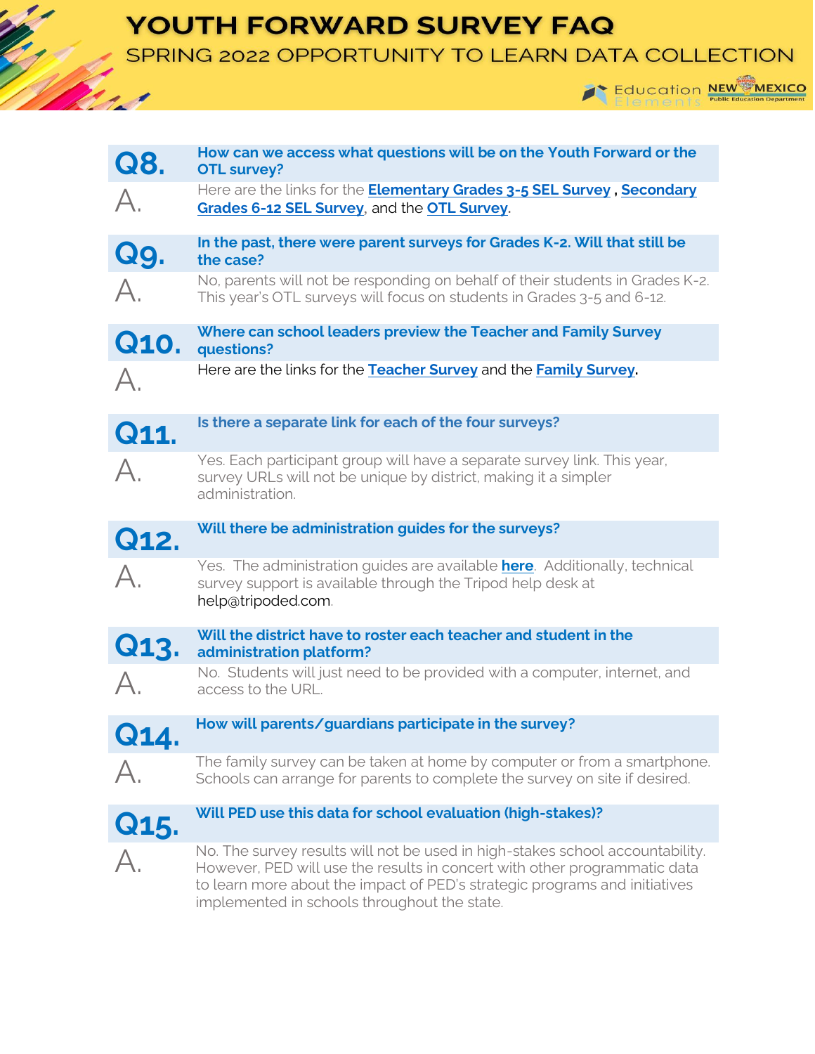**Q8. How can we access what questions will be on the Youth Forward or the OTL survey?**

A. Here are the links for the **Elementary Grades 3-5 SEL Survey** , **Secondary Grades 6-12 SEL Survey**, and the **OTL Survey**.

**Q9. In the past, there were parent surveys for Grades K-2. Will that still be the case?**

A. No, parents will not be responding on behalf of their students in Grades K-2. This year's OTL surveys will focus on students in Grades 3-5 and 6-12.

**Q10. Where can school leaders preview the Teacher and Family Survey questions?**

A. Here are the links for the **Teacher Survey** and the **Family Survey**.

**Q11. Is there a separate link for each of the four surveys?**

A. Yes. Each participant group will have a separate survey link. This year, survey URLs will not be unique by district, making it a simpler administration.

**Q12. Will there be administration guides for the surveys?**

A. Yes. The administration guides are available **here**. Additionally, technical survey support is available through the Tripod help desk at help@tripoded.com.

**Q13. Will the district have to roster each teacher and student in the administration platform?**

A. No. Students will just need to be provided with a computer, internet, and access to the URL.

**Q14. How will parents/guardians participate in the survey?**

A. The family survey can be taken at home by computer or from a smartphone. Schools can arrange for parents to complete the survey on site if desired.

**Q15. Will PED use this data for school evaluation (high-stakes)?**

A. No. The survey results will not be used in high-stakes school accountability. However, PED will use the results in concert with other programmatic data to learn more about the impact of PED's strategic programs and initiatives implemented in schools throughout the state.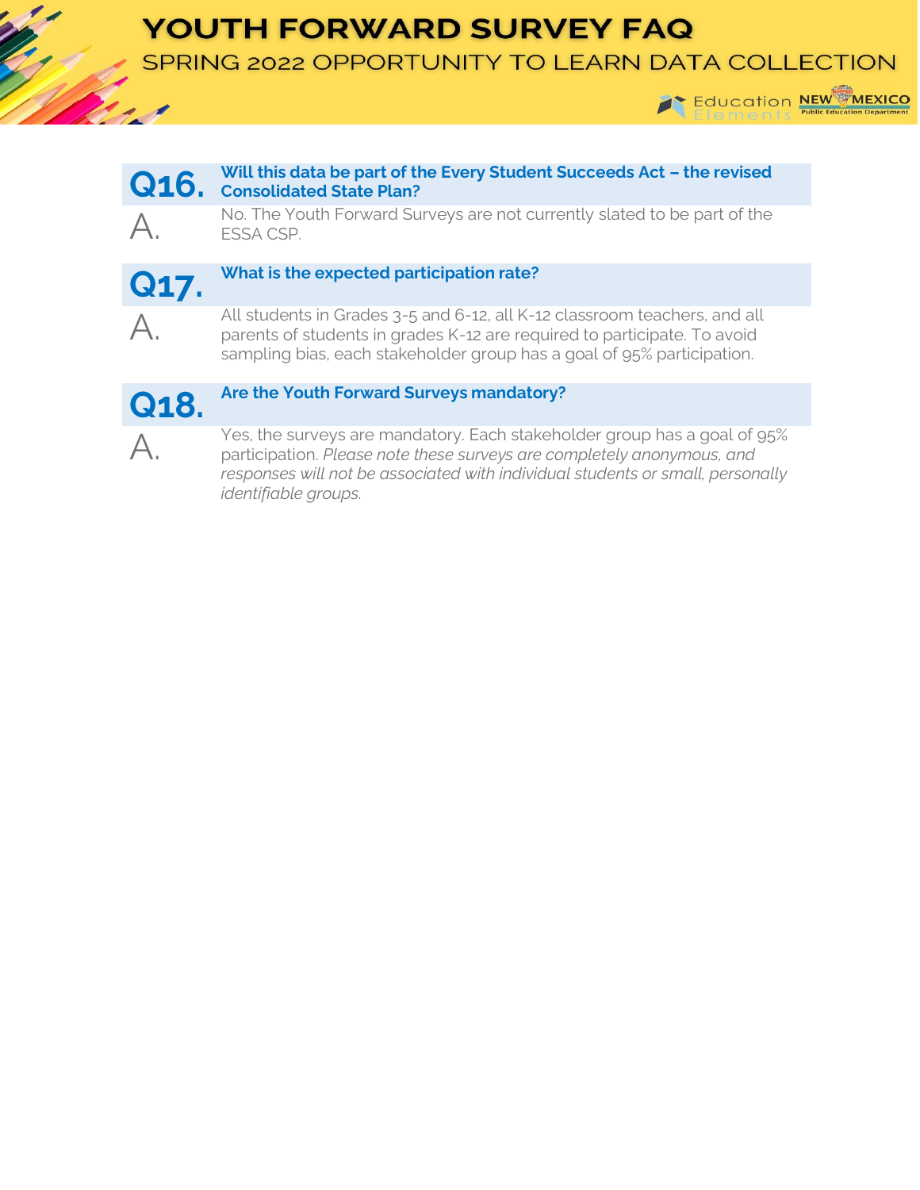### Q16. Will this data be part of the Every Student Succeeds Act – the revised Consolidated State Plan?

**A.** No. The Youth Forward Surveys are not currently slated to be part of the ESSA CSP.

### Q17. What is the expected participation rate?

**A.** All students in Grades 3-5 and 6-12, all K-12 classroom teachers, and all parents of students in grades K-12 are required to participate. To avoid sampling bias, each stakeholder group has a goal of 95% participation.

### Q18. Are the Youth Forward Surveys mandatory?

**A.** Yes, the surveys are mandatory. Each stakeholder group has a goal of 95% participation. *Please note these surveys are completely anonymous, and responses will not be associated with individual students or small, personally identifiable groups.*